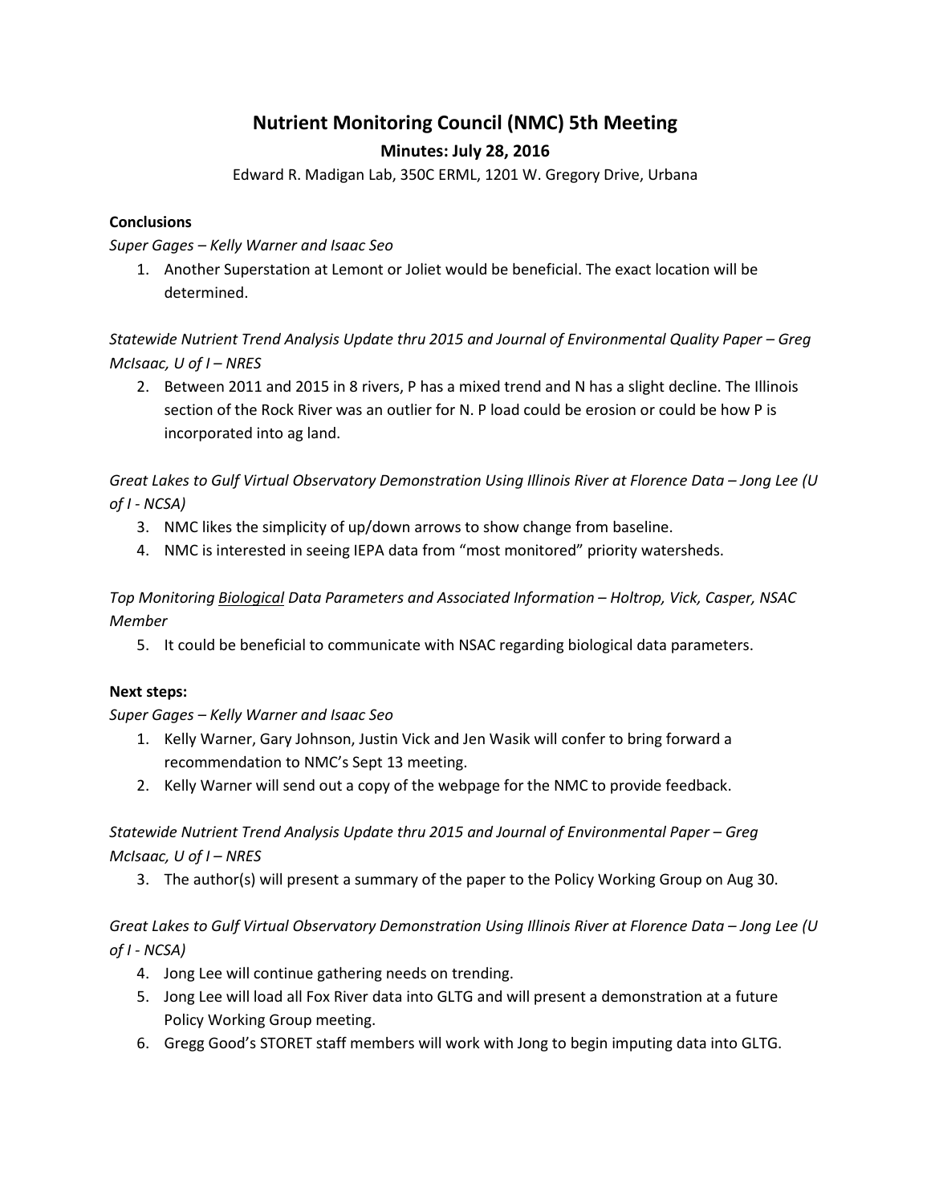# Nutrient Monitoring Council (NMC) 5th Meeting

## Minutes: July 28, 2016

Edward R. Madigan Lab, 350C ERML, 1201 W. Gregory Drive, Urbana

**Conclusions**

*Super Gages – Kelly Warner and Isaac Seo*

1. Another Superstation at Lemont or Joliet would be beneficial. The exact location will be determined.

*Statewide Nutrient Trend Analysis Update thru 2015 and Journal of Environmental Quality Paper – Greg McIsaac, U of I – NRES*

2. Between 2011 and 2015 in 8 rivers, P has a mixed trend and N has a slight decline. The Illinois section of the Rock River was an outlier for N. P load could be erosion or could be how P is incorporated into ag land.

*Great Lakes to Gulf Virtual Observatory Demonstration Using Illinois River at Florence Data – Jong Lee (U of I - NCSA)*

3. NMC likes the simplicity of up/down arrows to show change from baseline.
4. NMC is interested in seeing IEPA data from "most monitored" priority watersheds.

*Top Monitoring <u>Biological</u> Data Parameters and Associated Information – Holtrop, Vick, Casper, NSAC Member*

5. It could be beneficial to communicate with NSAC regarding biological data parameters.

**Next steps:**

*Super Gages – Kelly Warner and Isaac Seo*

1. Kelly Warner, Gary Johnson, Justin Vick and Jen Wasik will confer to bring forward a recommendation to NMC's Sept 13 meeting.
2. Kelly Warner will send out a copy of the webpage for the NMC to provide feedback.

*Statewide Nutrient Trend Analysis Update thru 2015 and Journal of Environmental Paper – Greg McIsaac, U of I – NRES*

3. The author(s) will present a summary of the paper to the Policy Working Group on Aug 30.

*Great Lakes to Gulf Virtual Observatory Demonstration Using Illinois River at Florence Data – Jong Lee (U of I - NCSA)*

4. Jong Lee will continue gathering needs on trending.
5. Jong Lee will load all Fox River data into GLTG and will present a demonstration at a future Policy Working Group meeting.
6. Gregg Good's STORET staff members will work with Jong to begin imputing data into GLTG.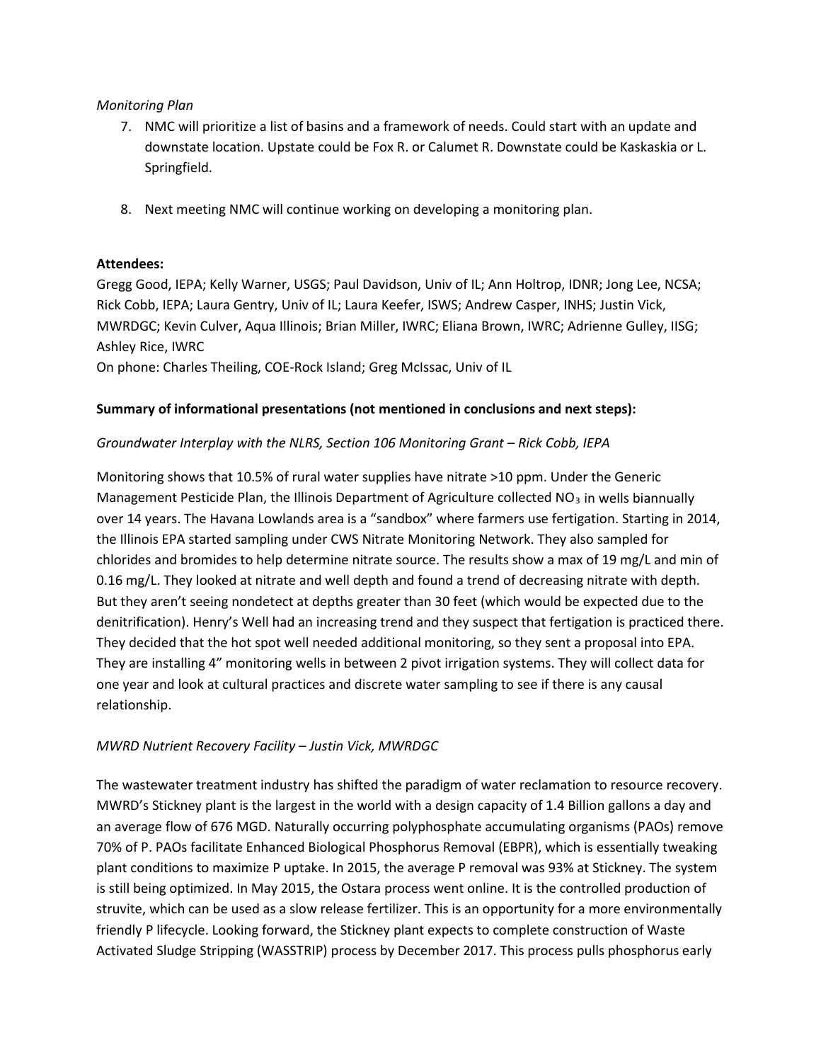*Monitoring Plan*

7. NMC will prioritize a list of basins and a framework of needs. Could start with an update and downstate location. Upstate could be Fox R. or Calumet R. Downstate could be Kaskaskia or L. Springfield.

8. Next meeting NMC will continue working on developing a monitoring plan.

**Attendees:**

Gregg Good, IEPA; Kelly Warner, USGS; Paul Davidson, Univ of IL; Ann Holtrop, IDNR; Jong Lee, NCSA; Rick Cobb, IEPA; Laura Gentry, Univ of IL; Laura Keefer, ISWS; Andrew Casper, INHS; Justin Vick, MWRDGC; Kevin Culver, Aqua Illinois; Brian Miller, IWRC; Eliana Brown, IWRC; Adrienne Gulley, IISG; Ashley Rice, IWRC

On phone: Charles Theiling, COE-Rock Island; Greg McIssac, Univ of IL

**Summary of informational presentations (not mentioned in conclusions and next steps):**

*Groundwater Interplay with the NLRS, Section 106 Monitoring Grant – Rick Cobb, IEPA*

Monitoring shows that 10.5% of rural water supplies have nitrate >10 ppm. Under the Generic Management Pesticide Plan, the Illinois Department of Agriculture collected $NO_3$ in wells biannually over 14 years. The Havana Lowlands area is a "sandbox" where farmers use fertigation. Starting in 2014, the Illinois EPA started sampling under CWS Nitrate Monitoring Network. They also sampled for chlorides and bromides to help determine nitrate source. The results show a max of 19 mg/L and min of 0.16 mg/L. They looked at nitrate and well depth and found a trend of decreasing nitrate with depth. But they aren't seeing nondetect at depths greater than 30 feet (which would be expected due to the denitrification). Henry's Well had an increasing trend and they suspect that fertigation is practiced there. They decided that the hot spot well needed additional monitoring, so they sent a proposal into EPA. They are installing 4" monitoring wells in between 2 pivot irrigation systems. They will collect data for one year and look at cultural practices and discrete water sampling to see if there is any causal relationship.

*MWRD Nutrient Recovery Facility – Justin Vick, MWRDGC*

The wastewater treatment industry has shifted the paradigm of water reclamation to resource recovery. MWRD's Stickney plant is the largest in the world with a design capacity of 1.4 Billion gallons a day and an average flow of 676 MGD. Naturally occurring polyphosphate accumulating organisms (PAOs) remove 70% of P. PAOs facilitate Enhanced Biological Phosphorus Removal (EBPR), which is essentially tweaking plant conditions to maximize P uptake. In 2015, the average P removal was 93% at Stickney. The system is still being optimized. In May 2015, the Ostara process went online. It is the controlled production of struvite, which can be used as a slow release fertilizer. This is an opportunity for a more environmentally friendly P lifecycle. Looking forward, the Stickney plant expects to complete construction of Waste Activated Sludge Stripping (WASSTRIP) process by December 2017. This process pulls phosphorus early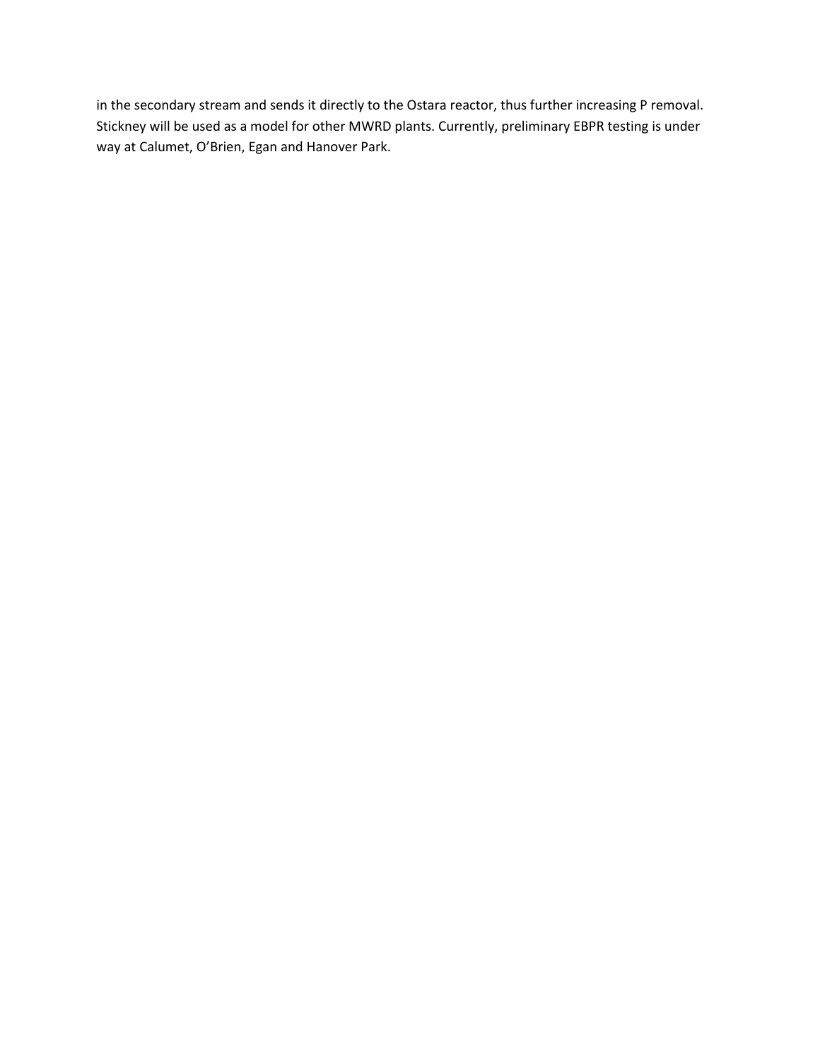in the secondary stream and sends it directly to the Ostara reactor, thus further increasing P removal. Stickney will be used as a model for other MWRD plants. Currently, preliminary EBPR testing is under way at Calumet, O'Brien, Egan and Hanover Park.